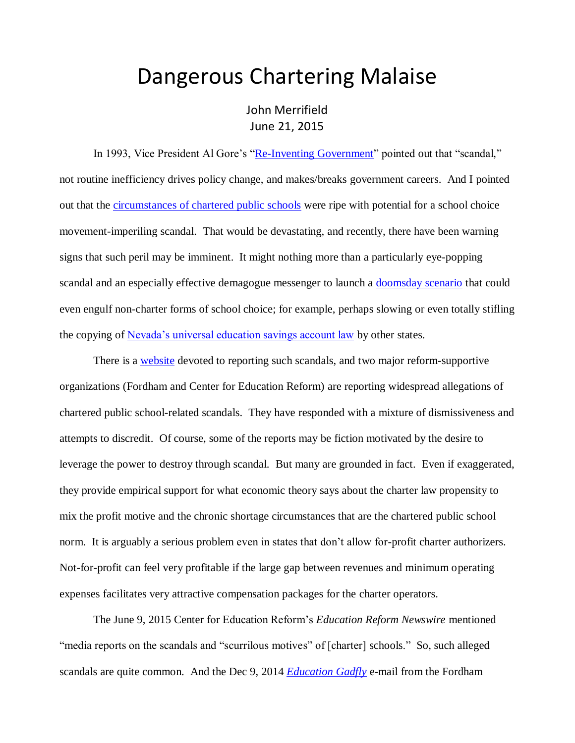# Dangerous Chartering Malaise

John Merrifield
June 21, 2015

In 1993, Vice President Al Gore's "Re-Inventing Government" pointed out that "scandal," not routine inefficiency drives policy change, and makes/breaks government careers. And I pointed out that the circumstances of chartered public schools were ripe with potential for a school choice movement-imperiling scandal. That would be devastating, and recently, there have been warning signs that such peril may be imminent. It might nothing more than a particularly eye-popping scandal and an especially effective demagogue messenger to launch a doomsday scenario that could even engulf non-charter forms of school choice; for example, perhaps slowing or even totally stifling the copying of Nevada's universal education savings account law by other states.

There is a website devoted to reporting such scandals, and two major reform-supportive organizations (Fordham and Center for Education Reform) are reporting widespread allegations of chartered public school-related scandals. They have responded with a mixture of dismissiveness and attempts to discredit. Of course, some of the reports may be fiction motivated by the desire to leverage the power to destroy through scandal. But many are grounded in fact. Even if exaggerated, they provide empirical support for what economic theory says about the charter law propensity to mix the profit motive and the chronic shortage circumstances that are the chartered public school norm. It is arguably a serious problem even in states that don't allow for-profit charter authorizers. Not-for-profit can feel very profitable if the large gap between revenues and minimum operating expenses facilitates very attractive compensation packages for the charter operators.

The June 9, 2015 Center for Education Reform's *Education Reform Newswire* mentioned "media reports on the scandals and "scurrilous motives" of [charter] schools." So, such alleged scandals are quite common. And the Dec 9, 2014 ***Education Gadfly*** e-mail from the Fordham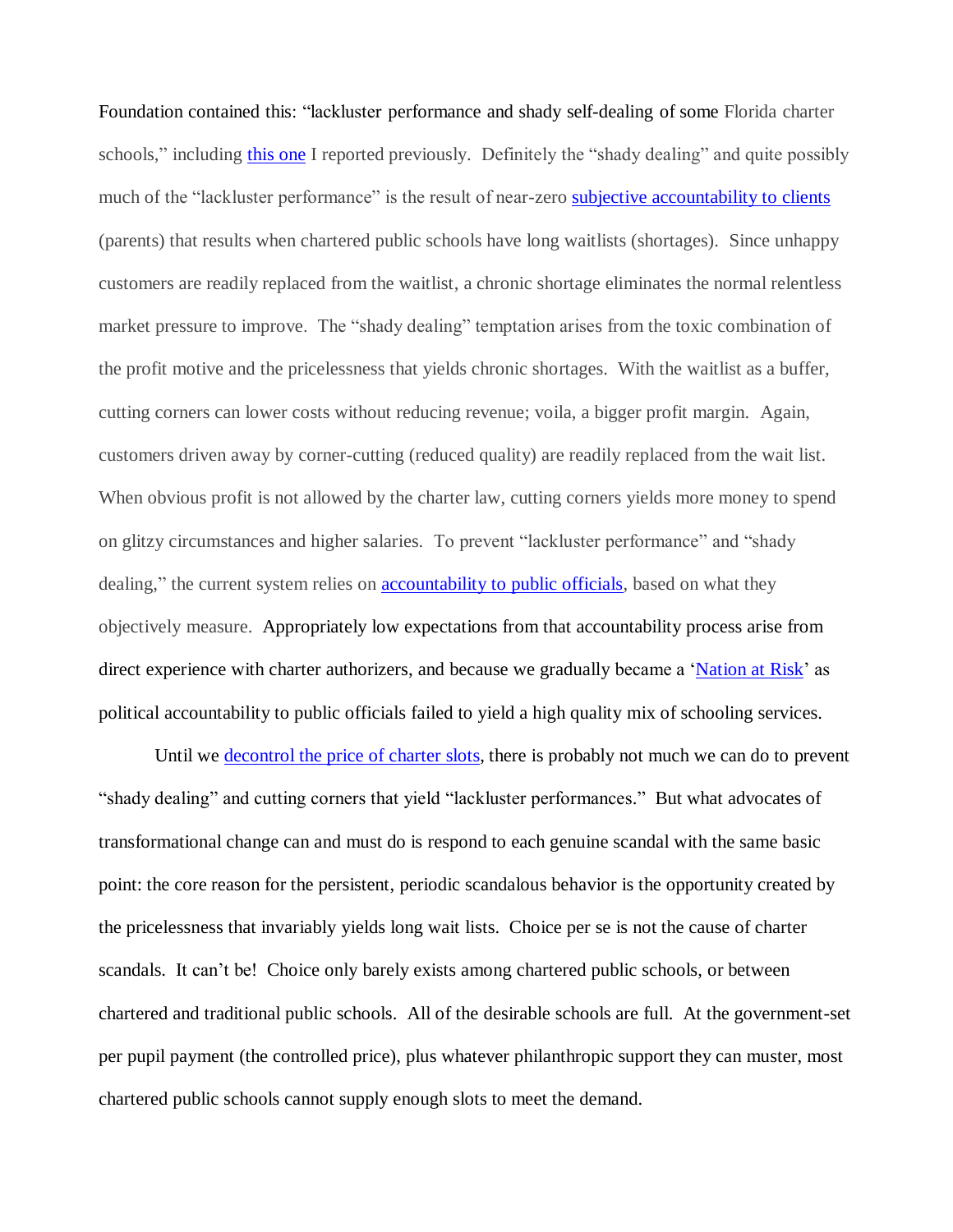Foundation contained this: "lackluster performance and shady self-dealing of some Florida charter schools," including [this one](#) I reported previously. Definitely the "shady dealing" and quite possibly much of the "lackluster performance" is the result of near-zero [subjective accountability to clients](#) (parents) that results when chartered public schools have long waitlists (shortages). Since unhappy customers are readily replaced from the waitlist, a chronic shortage eliminates the normal relentless market pressure to improve. The "shady dealing" temptation arises from the toxic combination of the profit motive and the pricelessness that yields chronic shortages. With the waitlist as a buffer, cutting corners can lower costs without reducing revenue; voila, a bigger profit margin. Again, customers driven away by corner-cutting (reduced quality) are readily replaced from the wait list. When obvious profit is not allowed by the charter law, cutting corners yields more money to spend on glitzy circumstances and higher salaries. To prevent "lackluster performance" and "shady dealing," the current system relies on [accountability to public officials](#), based on what they objectively measure. Appropriately low expectations from that accountability process arise from direct experience with charter authorizers, and because we gradually became a '[Nation at Risk](#)' as political accountability to public officials failed to yield a high quality mix of schooling services.

Until we [decontrol the price of charter slots](#), there is probably not much we can do to prevent "shady dealing" and cutting corners that yield "lackluster performances." But what advocates of transformational change can and must do is respond to each genuine scandal with the same basic point: the core reason for the persistent, periodic scandalous behavior is the opportunity created by the pricelessness that invariably yields long wait lists. Choice per se is not the cause of charter scandals. It can't be! Choice only barely exists among chartered public schools, or between chartered and traditional public schools. All of the desirable schools are full. At the government-set per pupil payment (the controlled price), plus whatever philanthropic support they can muster, most chartered public schools cannot supply enough slots to meet the demand.